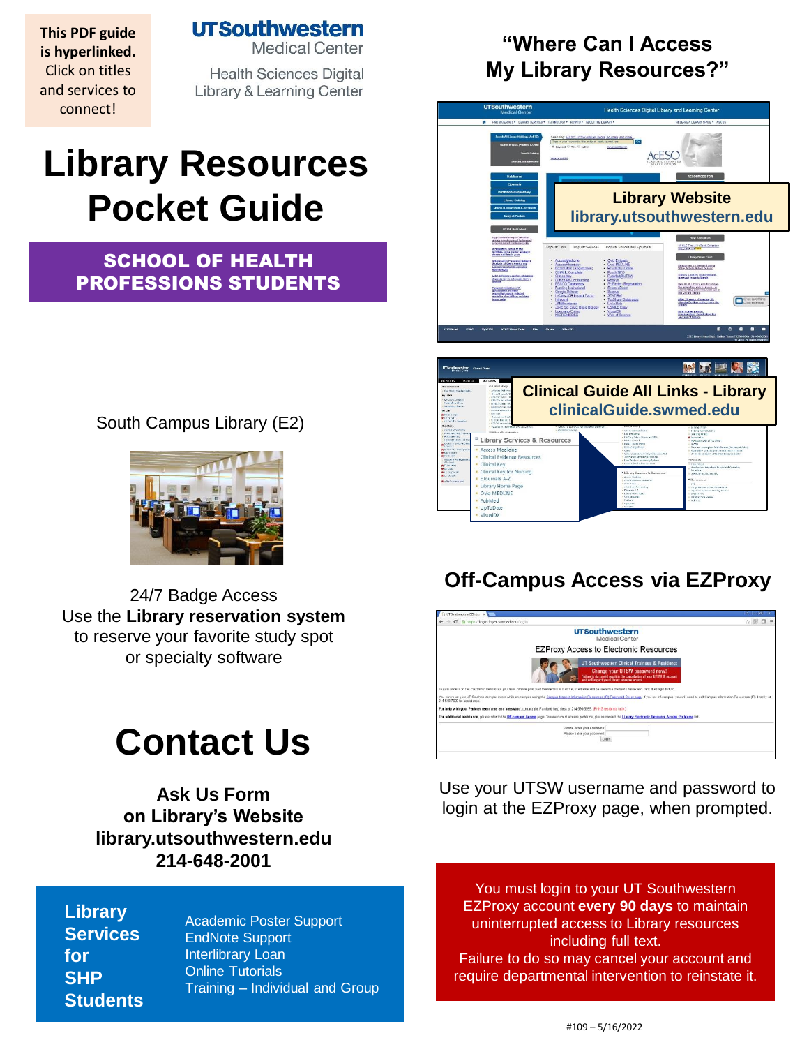This PDF guide is hyperlinked. Click on titles and services to connect!

**UTSouthwestern** Medical Center

Health Sciences Digital Library & Learning Center

# Library Resources Pocket Guide

## SCHOOL OF HEALTH PROFESSIONS STUDENTS

South Campus Library (E2)

24/7 Badge Access
Use the **Library reservation system** to reserve your favorite study spot or specialty software

# Contact Us

**Ask Us Form on Library's Website library.utsouthwestern.edu 214-648-2001**

**Library Services for SHP Students**

- Academic Poster Support
- EndNote Support
- Interlibrary Loan
- Online Tutorials
- Training – Individual and Group

## "Where Can I Access My Library Resources?"

**Library Website**
**library.utsouthwestern.edu**

**Clinical Guide All Links - Library**
**clinicalGuide.swmed.edu**

## Off-Campus Access via EZProxy

Use your UTSW username and password to login at the EZProxy page, when prompted.

You must login to your UT Southwestern EZProxy account **every 90 days** to maintain uninterrupted access to Library resources including full text.
Failure to do so may cancel your account and require departmental intervention to reinstate it.

#109 – 5/16/2022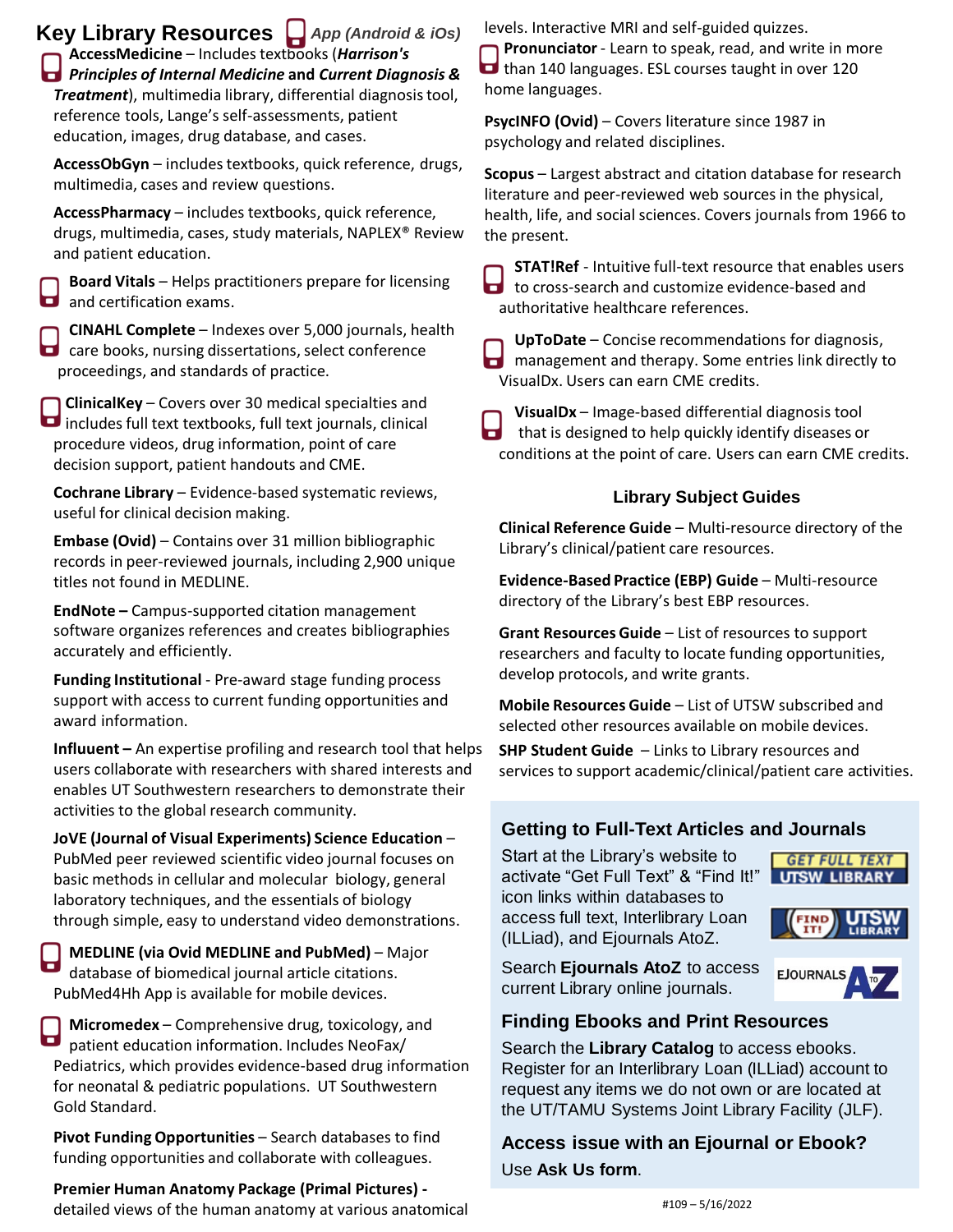## Key Library Resources

*App (Android & iOs)*

**AccessMedicine** – Includes textbooks (***Harrison's Principles of Internal Medicine*** and ***Current Diagnosis & Treatment***), multimedia library, differential diagnosis tool, reference tools, Lange's self-assessments, patient education, images, drug database, and cases.

**AccessObGyn** – includes textbooks, quick reference, drugs, multimedia, cases and review questions.

**AccessPharmacy** – includes textbooks, quick reference, drugs, multimedia, cases, study materials, NAPLEX® Review and patient education.

**Board Vitals** – Helps practitioners prepare for licensing and certification exams.

**CINAHL Complete** – Indexes over 5,000 journals, health care books, nursing dissertations, select conference proceedings, and standards of practice.

**ClinicalKey** – Covers over 30 medical specialties and includes full text textbooks, full text journals, clinical procedure videos, drug information, point of care decision support, patient handouts and CME.

**Cochrane Library** – Evidence-based systematic reviews, useful for clinical decision making.

**Embase (Ovid)** – Contains over 31 million bibliographic records in peer-reviewed journals, including 2,900 unique titles not found in MEDLINE.

**EndNote –** Campus-supported citation management software organizes references and creates bibliographies accurately and efficiently.

**Funding Institutional** - Pre-award stage funding process support with access to current funding opportunities and award information.

**Influuent –** An expertise profiling and research tool that helps users collaborate with researchers with shared interests and enables UT Southwestern researchers to demonstrate their activities to the global research community.

**JoVE (Journal of Visual Experiments) Science Education** – PubMed peer reviewed scientific video journal focuses on basic methods in cellular and molecular biology, general laboratory techniques, and the essentials of biology through simple, easy to understand video demonstrations.

**MEDLINE (via Ovid MEDLINE and PubMed)** – Major database of biomedical journal article citations. PubMed4Hh App is available for mobile devices.

**Micromedex** – Comprehensive drug, toxicology, and patient education information. Includes NeoFax/ Pediatrics, which provides evidence-based drug information for neonatal & pediatric populations. UT Southwestern Gold Standard.

**Pivot Funding Opportunities** – Search databases to find funding opportunities and collaborate with colleagues.

**Premier Human Anatomy Package (Primal Pictures)** - detailed views of the human anatomy at various anatomical levels. Interactive MRI and self-guided quizzes.

**Pronunciator** - Learn to speak, read, and write in more than 140 languages. ESL courses taught in over 120 home languages.

**PsycINFO (Ovid)** – Covers literature since 1987 in psychology and related disciplines.

**Scopus** – Largest abstract and citation database for research literature and peer-reviewed web sources in the physical, health, life, and social sciences. Covers journals from 1966 to the present.

**STAT!Ref** - Intuitive full-text resource that enables users to cross-search and customize evidence-based and authoritative healthcare references.

**UpToDate** – Concise recommendations for diagnosis, management and therapy. Some entries link directly to VisualDx. Users can earn CME credits.

**VisualDx** – Image-based differential diagnosis tool that is designed to help quickly identify diseases or conditions at the point of care. Users can earn CME credits.

### Library Subject Guides

**Clinical Reference Guide** – Multi-resource directory of the Library's clinical/patient care resources.

**Evidence-Based Practice (EBP) Guide** – Multi-resource directory of the Library's best EBP resources.

**Grant Resources Guide** – List of resources to support researchers and faculty to locate funding opportunities, develop protocols, and write grants.

**Mobile Resources Guide** – List of UTSW subscribed and selected other resources available on mobile devices.

**SHP Student Guide** – Links to Library resources and services to support academic/clinical/patient care activities.

### Getting to Full-Text Articles and Journals

Start at the Library's website to activate "Get Full Text" & "Find It!" icon links within databases to access full text, Interlibrary Loan (ILLiad), and Ejournals AtoZ.

GET FULL TEXT UTSW LIBRARY

FIND IT! UTSW LIBRARY

Search **Ejournals AtoZ** to access current Library online journals.

EJOURNALS A TO Z

### Finding Ebooks and Print Resources

Search the **Library Catalog** to access ebooks. Register for an Interlibrary Loan (ILLiad) account to request any items we do not own or are located at the UT/TAMU Systems Joint Library Facility (JLF).

### Access issue with an Ejournal or Ebook?

Use **Ask Us form**.

#109 – 5/16/2022